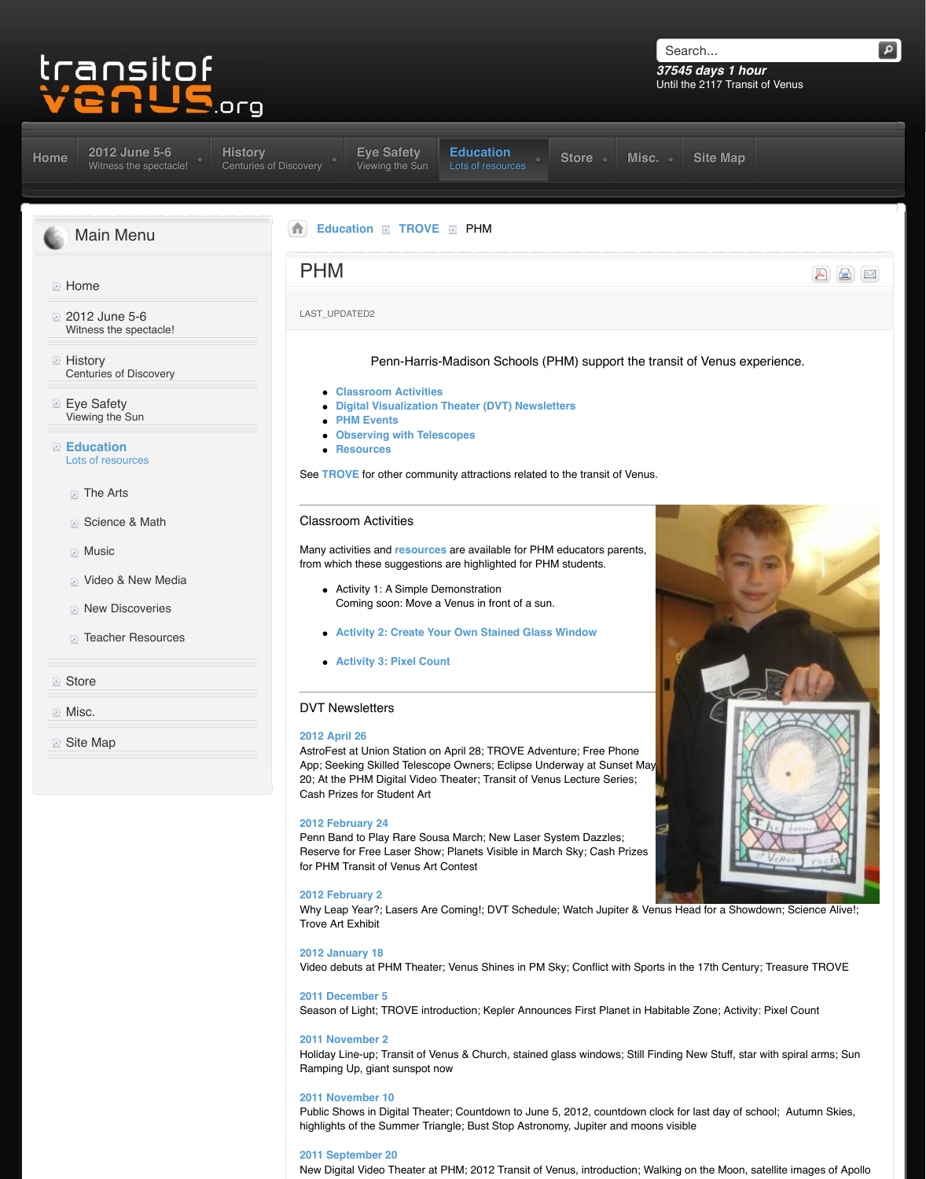transitof venus.org

Search...

*37545 days 1 hour*
Until the 2117 Transit of Venus

Home | 2012 June 5-6 Witness the spectacle! | History Centuries of Discovery | Eye Safety Viewing the Sun | Education Lots of resources | Store | Misc. | Site Map

## Main Menu

- Home
- 2012 June 5-6 Witness the spectacle!
- History Centuries of Discovery
- Eye Safety Viewing the Sun
- Education Lots of resources
  - The Arts
  - Science & Math
  - Music
  - Video & New Media
  - New Discoveries
  - Teacher Resources
- Store
- Misc.
- Site Map

Education » TROVE » PHM

# PHM

LAST_UPDATED2

Penn-Harris-Madison Schools (PHM) support the transit of Venus experience.

- Classroom Activities
- Digital Visualization Theater (DVT) Newsletters
- PHM Events
- Observing with Telescopes
- Resources

See TROVE for other community attractions related to the transit of Venus.

## Classroom Activities

Many activities and resources are available for PHM educators parents, from which these suggestions are highlighted for PHM students.

- Activity 1: A Simple Demonstration
  Coming soon: Move a Venus in front of a sun.
- Activity 2: Create Your Own Stained Glass Window
- Activity 3: Pixel Count

## DVT Newsletters

**2012 April 26**
AstroFest at Union Station on April 28; TROVE Adventure; Free Phone App; Seeking Skilled Telescope Owners; Eclipse Underway at Sunset May 20; At the PHM Digital Video Theater; Transit of Venus Lecture Series; Cash Prizes for Student Art

**2012 February 24**
Penn Band to Play Rare Sousa March; New Laser System Dazzles; Reserve for Free Laser Show; Planets Visible in March Sky; Cash Prizes for PHM Transit of Venus Art Contest

**2012 February 2**
Why Leap Year?; Lasers Are Coming!; DVT Schedule; Watch Jupiter & Venus Head for a Showdown; Science Alive!; Trove Art Exhibit

**2012 January 18**
Video debuts at PHM Theater; Venus Shines in PM Sky; Conflict with Sports in the 17th Century; Treasure TROVE

**2011 December 5**
Season of Light; TROVE introduction; Kepler Announces First Planet in Habitable Zone; Activity: Pixel Count

**2011 November 2**
Holiday Line-up; Transit of Venus & Church, stained glass windows; Still Finding New Stuff, star with spiral arms; Sun Ramping Up, giant sunspot now

**2011 November 10**
Public Shows in Digital Theater; Countdown to June 5, 2012, countdown clock for last day of school; Autumn Skies, highlights of the Summer Triangle; Bust Stop Astronomy, Jupiter and moons visible

**2011 September 20**
New Digital Video Theater at PHM; 2012 Transit of Venus, introduction; Walking on the Moon, satellite images of Apollo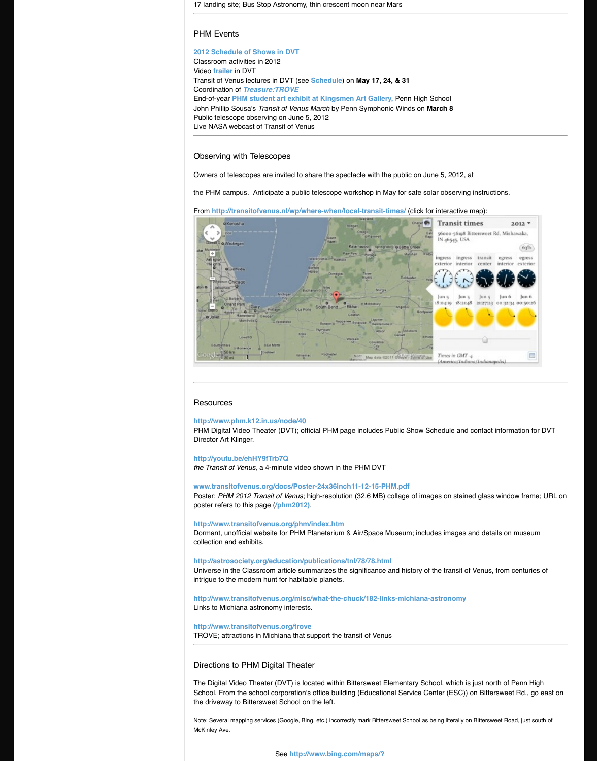17 landing site; Bus Stop Astronomy, thin crescent moon near Mars

## PHM Events

**2012 Schedule of Shows in DVT**
Classroom activities in 2012
Video trailer in DVT
Transit of Venus lectures in DVT (see Schedule) on **May 17, 24, & 31**
Coordination of ***Treasure:TROVE***
End-of-year **PHM student art exhibit at Kingsmen Art Gallery,** Penn High School
John Phillip Sousa's *Transit of Venus March* by Penn Symphonic Winds on **March 8**
Public telescope observing on June 5, 2012
Live NASA webcast of Transit of Venus

## Observing with Telescopes

Owners of telescopes are invited to share the spectacle with the public on June 5, 2012, at

the PHM campus. Anticipate a public telescope workshop in May for safe solar observing instructions.

From http://transitofvenus.nl/wp/where-when/local-transit-times/ (click for interactive map):

Transit times 2012
56000-56198 Bittersweet Rd, Mishawaka, IN 46545, USA

| ingress exterior | ingress interior | transit center | egress interior | egress exterior |
|---|---|---|---|---|
| Jun 5 18:04:19 | Jun 5 18:21:48 | Jun 5 21:27:23 | Jun 6 00:32:34 | Jun 6 00:50:26 |

Times in GMT -4 (America/Indiana/Indianapolis)

## Resources

**http://www.phm.k12.in.us/node/40**
PHM Digital Video Theater (DVT); official PHM page includes Public Show Schedule and contact information for DVT Director Art Klinger.

**http://youtu.be/ehHY9fTrb7Q**
*the Transit of Venus*, a 4-minute video shown in the PHM DVT

**www.transitofvenus.org/docs/Poster-24x36inch11-12-15-PHM.pdf**
Poster: *PHM 2012 Transit of Venus*; high-resolution (32.6 MB) collage of images on stained glass window frame; URL on poster refers to this page (/phm2012).

**http://www.transitofvenus.org/phm/index.htm**
Dormant, unofficial website for PHM Planetarium & Air/Space Museum; includes images and details on museum collection and exhibits.

**http://astrosociety.org/education/publications/tnl/78/78.html**
Universe in the Classroom article summarizes the significance and history of the transit of Venus, from centuries of intrigue to the modern hunt for habitable planets.

**http://www.transitofvenus.org/misc/what-the-chuck/182-links-michiana-astronomy**
Links to Michiana astronomy interests.

**http://www.transitofvenus.org/trove**
TROVE; attractions in Michiana that support the transit of Venus

## Directions to PHM Digital Theater

The Digital Video Theater (DVT) is located within Bittersweet Elementary School, which is just north of Penn High School. From the school corporation's office building (Educational Service Center (ESC)) on Bittersweet Rd., go east on the driveway to Bittersweet School on the left.

Note: Several mapping services (Google, Bing, etc.) incorrectly mark Bittersweet School as being literally on Bittersweet Road, just south of McKinley Ave.

See http://www.bing.com/maps/?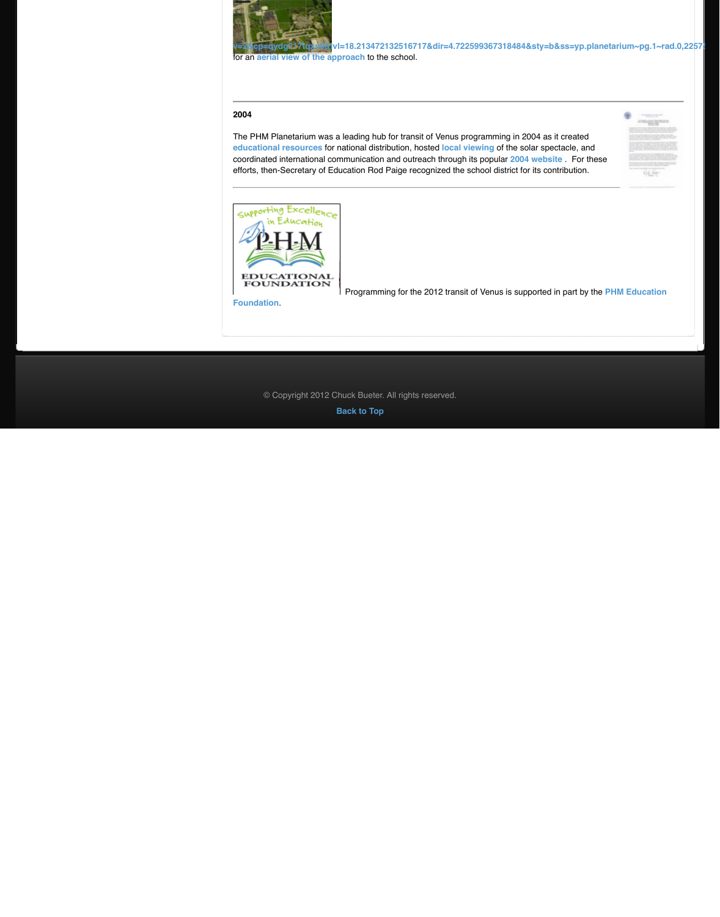v=2&cp=qydg717tcp6l&lvl=18.213472132516717&dir=4.722599367318484&sty=b&ss=yp.planetarium~pg.1~rad.0,2257 for an **aerial view of the approach** to the school.

---

**2004**

The PHM Planetarium was a leading hub for transit of Venus programming in 2004 as it created **educational resources** for national distribution, hosted **local viewing** of the solar spectacle, and coordinated international communication and outreach through its popular **2004 website** . For these efforts, then-Secretary of Education Rod Paige recognized the school district for its contribution.

---

Programming for the 2012 transit of Venus is supported in part by the **PHM Education Foundation**.

© Copyright 2012 Chuck Bueter. All rights reserved.

**Back to Top**